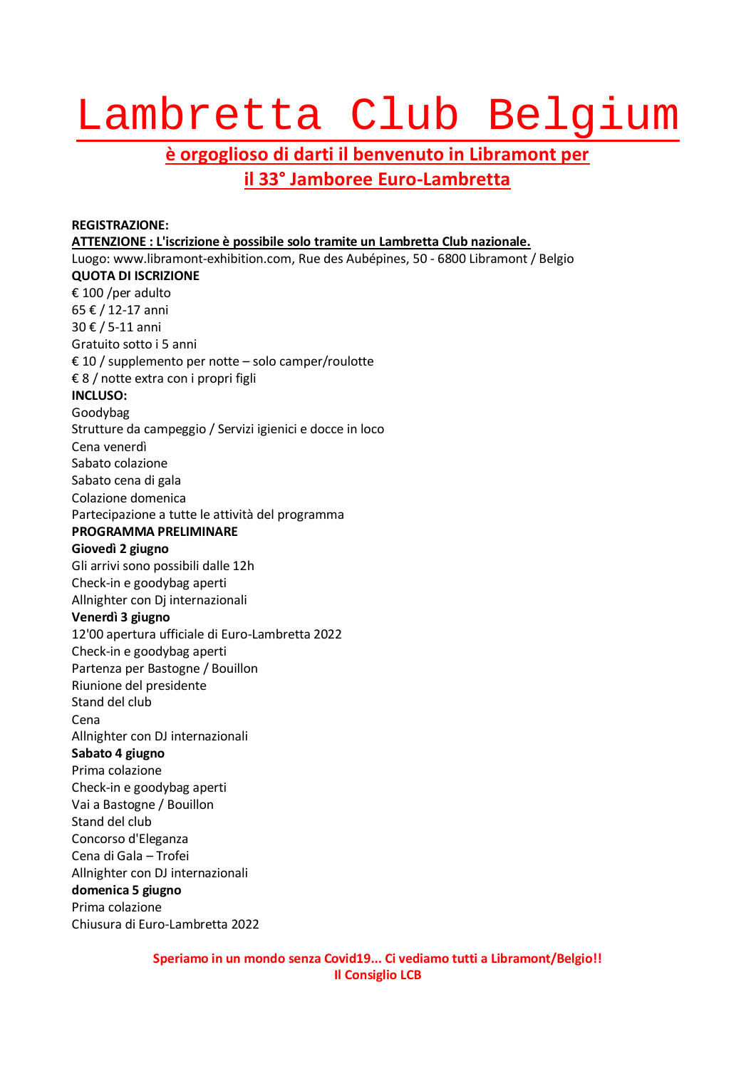# Lambretta Club Belgium

## è orgoglioso di darti il benvenuto in Libramont per il 33° Jamboree Euro-Lambretta

**REGISTRAZIONE:**

**ATTENZIONE : L'iscrizione è possibile solo tramite un Lambretta Club nazionale.**

Luogo: www.libramont-exhibition.com, Rue des Aubépines, 50 - 6800 Libramont / Belgio

**QUOTA DI ISCRIZIONE**

€ 100 /per adulto
65 € / 12-17 anni
30 € / 5-11 anni
Gratuito sotto i 5 anni
€ 10 / supplemento per notte – solo camper/roulotte
€ 8 / notte extra con i propri figli

**INCLUSO:**

Goodybag
Strutture da campeggio / Servizi igienici e docce in loco
Cena venerdì
Sabato colazione
Sabato cena di gala
Colazione domenica
Partecipazione a tutte le attività del programma

**PROGRAMMA PRELIMINARE**

**Giovedì 2 giugno**

Gli arrivi sono possibili dalle 12h
Check-in e goodybag aperti
Allnighter con Dj internazionali

**Venerdì 3 giugno**

12'00 apertura ufficiale di Euro-Lambretta 2022
Check-in e goodybag aperti
Partenza per Bastogne / Bouillon
Riunione del presidente
Stand del club
Cena
Allnighter con DJ internazionali

**Sabato 4 giugno**

Prima colazione
Check-in e goodybag aperti
Vai a Bastogne / Bouillon
Stand del club
Concorso d'Eleganza
Cena di Gala – Trofei
Allnighter con DJ internazionali

**domenica 5 giugno**

Prima colazione
Chiusura di Euro-Lambretta 2022

**Speriamo in un mondo senza Covid19... Ci vediamo tutti a Libramont/Belgio!!**
**Il Consiglio LCB**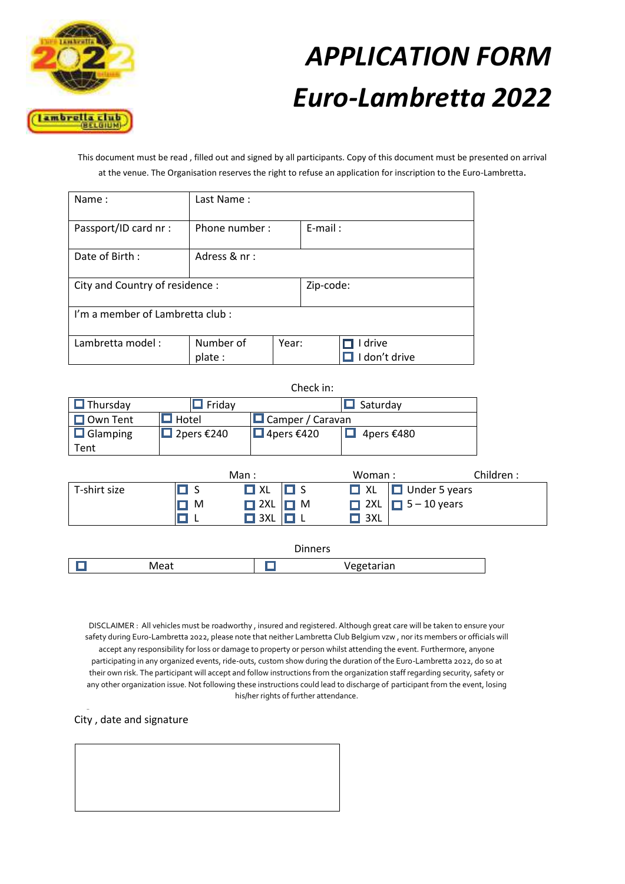# *APPLICATION FORM*

# *Euro-Lambretta 2022*

This document must be read , filled out and signed by all participants. Copy of this document must be presented on arrival at the venue. The Organisation reserves the right to refuse an application for inscription to the Euro-Lambretta.

| | | | |
|---|---|---|---|
| Name : | Last Name : | | |
| Passport/ID card nr : | Phone number : | E-mail : | |
| Date of Birth : | Adress & nr : | | |
| City and Country of residence : | | Zip-code: | |
| I'm a member of Lambretta club : | | | |
| Lambretta model : | Number of plate : | Year: | ☐ I drive<br>☐ I don't drive |

Check in:

| | | | |
|---|---|---|---|
| ☐ Thursday | ☐ Friday | | ☐ Saturday |
| ☐ Own Tent | ☐ Hotel | ☐ Camper / Caravan | |
| ☐ Glamping Tent | ☐ 2pers €240 | ☐ 4pers €420 | ☐ 4pers €480 |

| | Man : | | Woman : | | Children : |
|---|---|---|---|---|---|
| T-shirt size | ☐ S | ☐ XL | ☐ S | ☐ XL | ☐ Under 5 years |
| | ☐ M | ☐ 2XL | ☐ M | ☐ 2XL | ☐ 5 – 10 years |
| | ☐ L | ☐ 3XL | ☐ L | ☐ 3XL | |

Dinners

| | |
|---|---|
| ☐ Meat | ☐ Vegetarian |

DISCLAIMER : All vehicles must be roadworthy , insured and registered. Although great care will be taken to ensure your safety during Euro-Lambretta 2022, please note that neither Lambretta Club Belgium vzw , nor its members or officials will accept any responsibility for loss or damage to property or person whilst attending the event. Furthermore, anyone participating in any organized events, ride-outs, custom show during the duration of the Euro-Lambretta 2022, do so at their own risk. The participant will accept and follow instructions from the organization staff regarding security, safety or any other organization issue. Not following these instructions could lead to discharge of participant from the event, losing his/her rights of further attendance.

City , date and signature